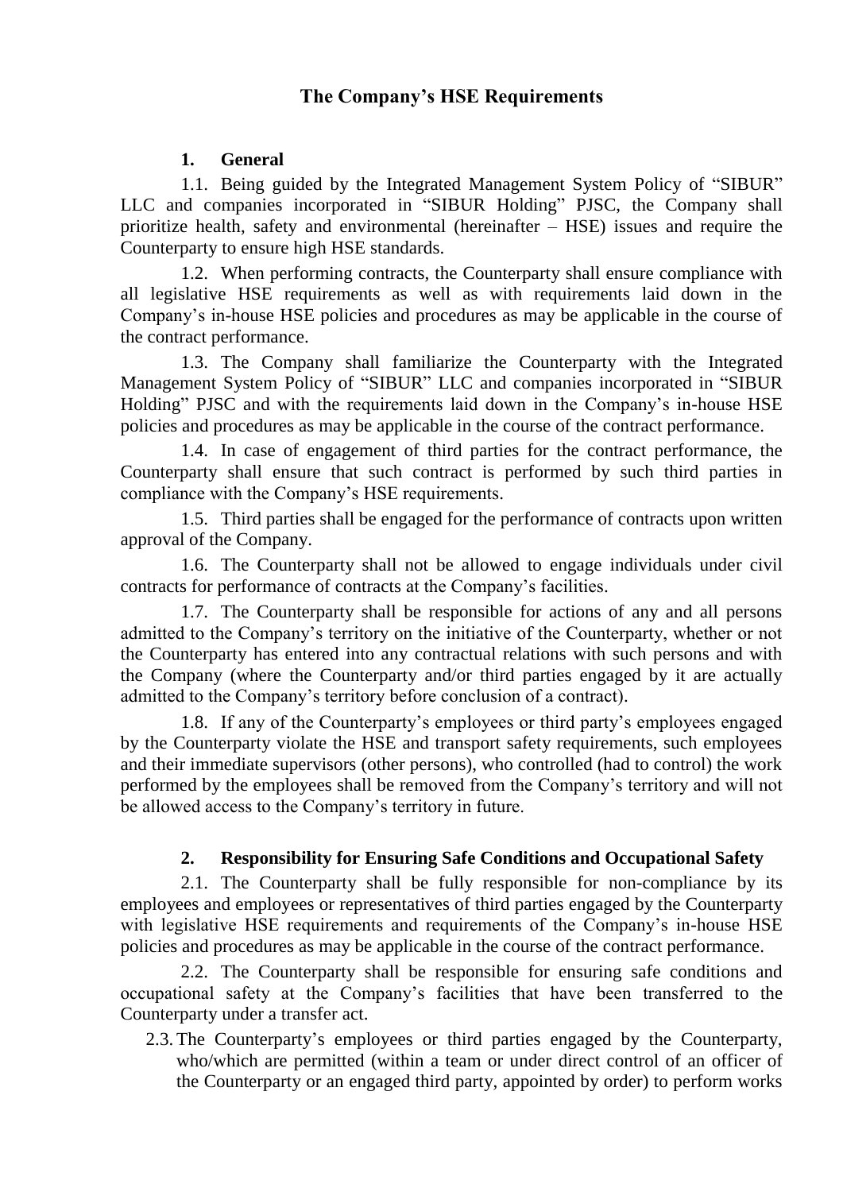# The Company's HSE Requirements

## 1. General

1.1. Being guided by the Integrated Management System Policy of "SIBUR" LLC and companies incorporated in "SIBUR Holding" PJSC, the Company shall prioritize health, safety and environmental (hereinafter – HSE) issues and require the Counterparty to ensure high HSE standards.

1.2. When performing contracts, the Counterparty shall ensure compliance with all legislative HSE requirements as well as with requirements laid down in the Company's in-house HSE policies and procedures as may be applicable in the course of the contract performance.

1.3. The Company shall familiarize the Counterparty with the Integrated Management System Policy of "SIBUR" LLC and companies incorporated in "SIBUR Holding" PJSC and with the requirements laid down in the Company's in-house HSE policies and procedures as may be applicable in the course of the contract performance.

1.4. In case of engagement of third parties for the contract performance, the Counterparty shall ensure that such contract is performed by such third parties in compliance with the Company's HSE requirements.

1.5. Third parties shall be engaged for the performance of contracts upon written approval of the Company.

1.6. The Counterparty shall not be allowed to engage individuals under civil contracts for performance of contracts at the Company's facilities.

1.7. The Counterparty shall be responsible for actions of any and all persons admitted to the Company's territory on the initiative of the Counterparty, whether or not the Counterparty has entered into any contractual relations with such persons and with the Company (where the Counterparty and/or third parties engaged by it are actually admitted to the Company's territory before conclusion of a contract).

1.8. If any of the Counterparty's employees or third party's employees engaged by the Counterparty violate the HSE and transport safety requirements, such employees and their immediate supervisors (other persons), who controlled (had to control) the work performed by the employees shall be removed from the Company's territory and will not be allowed access to the Company's territory in future.

## 2. Responsibility for Ensuring Safe Conditions and Occupational Safety

2.1. The Counterparty shall be fully responsible for non-compliance by its employees and employees or representatives of third parties engaged by the Counterparty with legislative HSE requirements and requirements of the Company's in-house HSE policies and procedures as may be applicable in the course of the contract performance.

2.2. The Counterparty shall be responsible for ensuring safe conditions and occupational safety at the Company's facilities that have been transferred to the Counterparty under a transfer act.

2.3. The Counterparty's employees or third parties engaged by the Counterparty, who/which are permitted (within a team or under direct control of an officer of the Counterparty or an engaged third party, appointed by order) to perform works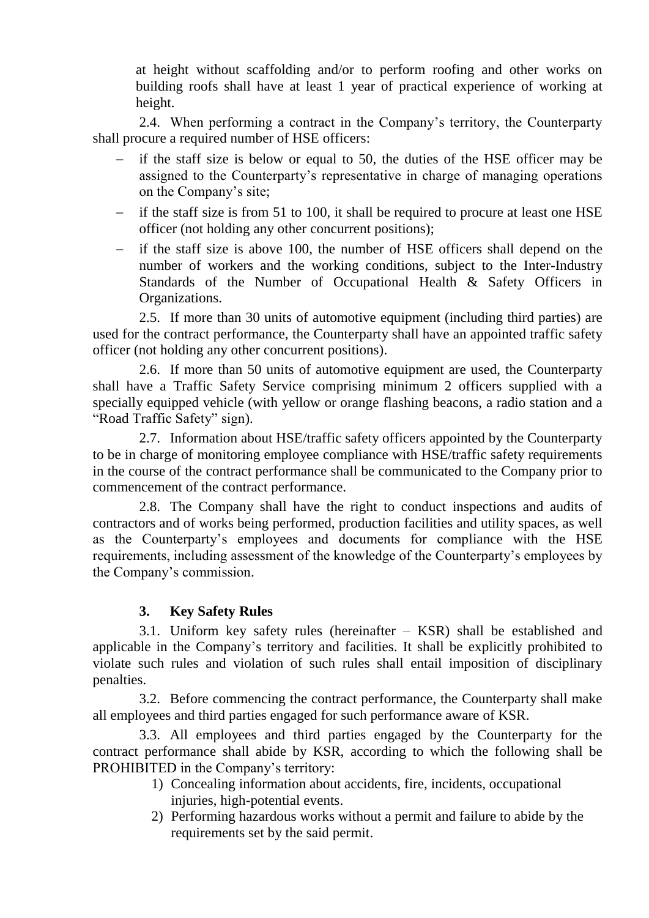at height without scaffolding and/or to perform roofing and other works on building roofs shall have at least 1 year of practical experience of working at height.

2.4. When performing a contract in the Company's territory, the Counterparty shall procure a required number of HSE officers:

- if the staff size is below or equal to 50, the duties of the HSE officer may be assigned to the Counterparty's representative in charge of managing operations on the Company's site;
- if the staff size is from 51 to 100, it shall be required to procure at least one HSE officer (not holding any other concurrent positions);
- if the staff size is above 100, the number of HSE officers shall depend on the number of workers and the working conditions, subject to the Inter-Industry Standards of the Number of Occupational Health & Safety Officers in Organizations.

2.5. If more than 30 units of automotive equipment (including third parties) are used for the contract performance, the Counterparty shall have an appointed traffic safety officer (not holding any other concurrent positions).

2.6. If more than 50 units of automotive equipment are used, the Counterparty shall have a Traffic Safety Service comprising minimum 2 officers supplied with a specially equipped vehicle (with yellow or orange flashing beacons, a radio station and a "Road Traffic Safety" sign).

2.7. Information about HSE/traffic safety officers appointed by the Counterparty to be in charge of monitoring employee compliance with HSE/traffic safety requirements in the course of the contract performance shall be communicated to the Company prior to commencement of the contract performance.

2.8. The Company shall have the right to conduct inspections and audits of contractors and of works being performed, production facilities and utility spaces, as well as the Counterparty's employees and documents for compliance with the HSE requirements, including assessment of the knowledge of the Counterparty's employees by the Company's commission.

## 3. Key Safety Rules

3.1. Uniform key safety rules (hereinafter – KSR) shall be established and applicable in the Company's territory and facilities. It shall be explicitly prohibited to violate such rules and violation of such rules shall entail imposition of disciplinary penalties.

3.2. Before commencing the contract performance, the Counterparty shall make all employees and third parties engaged for such performance aware of KSR.

3.3. All employees and third parties engaged by the Counterparty for the contract performance shall abide by KSR, according to which the following shall be PROHIBITED in the Company's territory:

1) Concealing information about accidents, fire, incidents, occupational injuries, high-potential events.
2) Performing hazardous works without a permit and failure to abide by the requirements set by the said permit.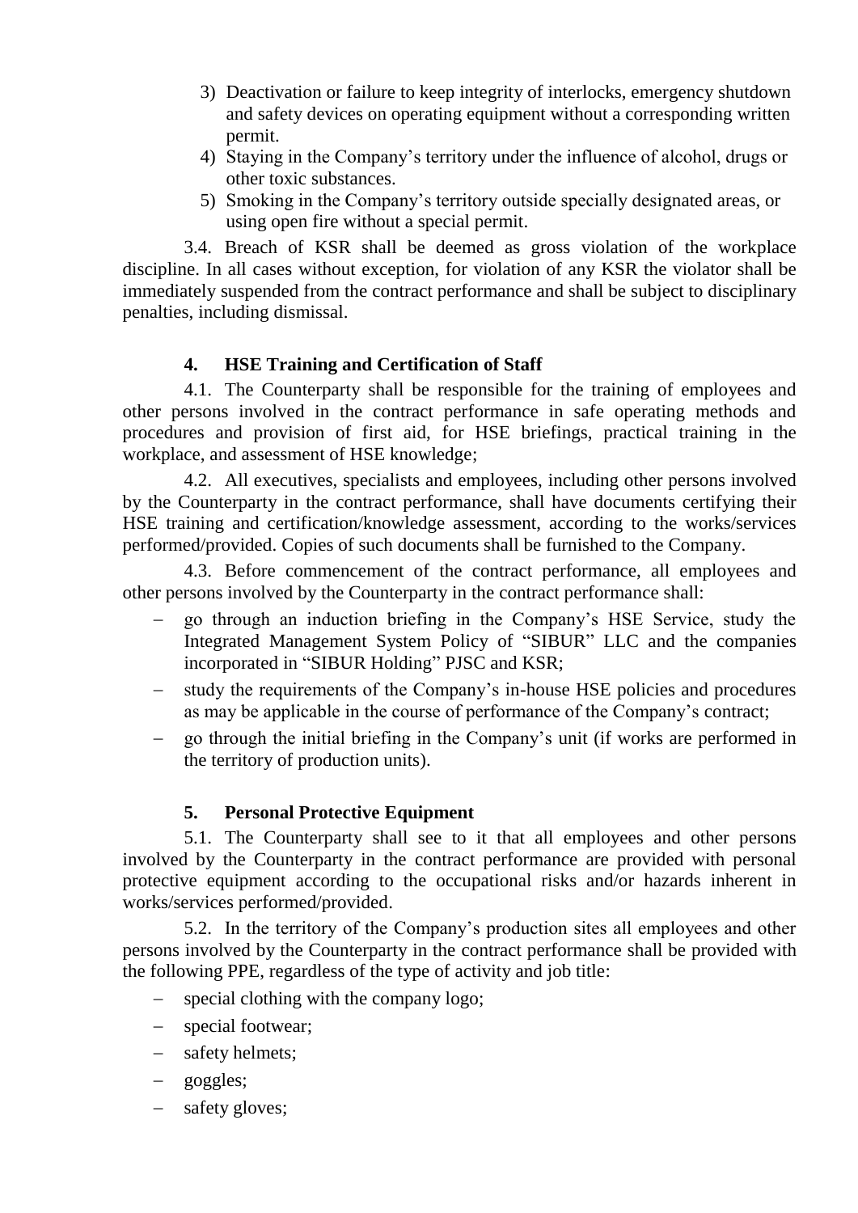3) Deactivation or failure to keep integrity of interlocks, emergency shutdown and safety devices on operating equipment without a corresponding written permit.
4) Staying in the Company's territory under the influence of alcohol, drugs or other toxic substances.
5) Smoking in the Company's territory outside specially designated areas, or using open fire without a special permit.

3.4. Breach of KSR shall be deemed as gross violation of the workplace discipline. In all cases without exception, for violation of any KSR the violator shall be immediately suspended from the contract performance and shall be subject to disciplinary penalties, including dismissal.

## 4. HSE Training and Certification of Staff

4.1. The Counterparty shall be responsible for the training of employees and other persons involved in the contract performance in safe operating methods and procedures and provision of first aid, for HSE briefings, practical training in the workplace, and assessment of HSE knowledge;

4.2. All executives, specialists and employees, including other persons involved by the Counterparty in the contract performance, shall have documents certifying their HSE training and certification/knowledge assessment, according to the works/services performed/provided. Copies of such documents shall be furnished to the Company.

4.3. Before commencement of the contract performance, all employees and other persons involved by the Counterparty in the contract performance shall:

- go through an induction briefing in the Company's HSE Service, study the Integrated Management System Policy of "SIBUR" LLC and the companies incorporated in "SIBUR Holding" PJSC and KSR;
- study the requirements of the Company's in-house HSE policies and procedures as may be applicable in the course of performance of the Company's contract;
- go through the initial briefing in the Company's unit (if works are performed in the territory of production units).

## 5. Personal Protective Equipment

5.1. The Counterparty shall see to it that all employees and other persons involved by the Counterparty in the contract performance are provided with personal protective equipment according to the occupational risks and/or hazards inherent in works/services performed/provided.

5.2. In the territory of the Company's production sites all employees and other persons involved by the Counterparty in the contract performance shall be provided with the following PPE, regardless of the type of activity and job title:

- special clothing with the company logo;
- special footwear;
- safety helmets;
- goggles;
- safety gloves;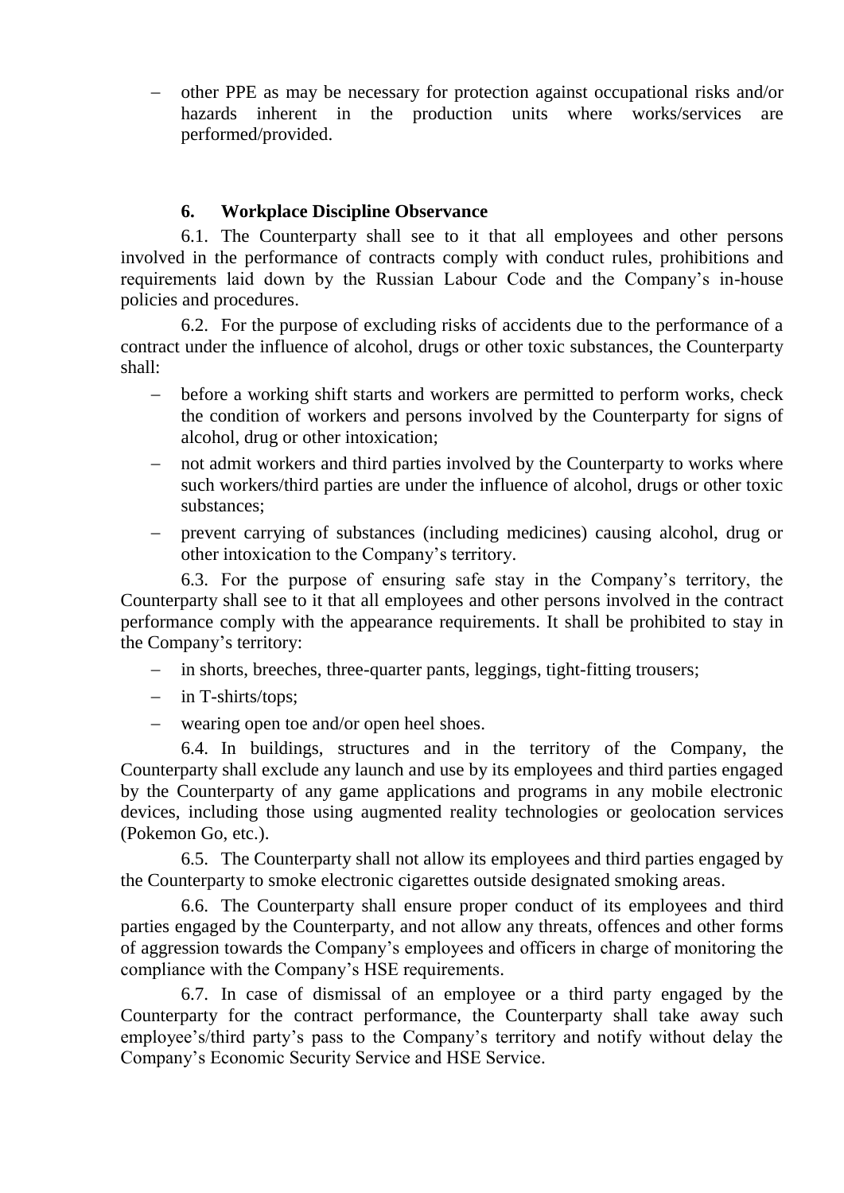- other PPE as may be necessary for protection against occupational risks and/or hazards inherent in the production units where works/services are performed/provided.

## 6. Workplace Discipline Observance

6.1. The Counterparty shall see to it that all employees and other persons involved in the performance of contracts comply with conduct rules, prohibitions and requirements laid down by the Russian Labour Code and the Company's in-house policies and procedures.

6.2. For the purpose of excluding risks of accidents due to the performance of a contract under the influence of alcohol, drugs or other toxic substances, the Counterparty shall:

- before a working shift starts and workers are permitted to perform works, check the condition of workers and persons involved by the Counterparty for signs of alcohol, drug or other intoxication;
- not admit workers and third parties involved by the Counterparty to works where such workers/third parties are under the influence of alcohol, drugs or other toxic substances;
- prevent carrying of substances (including medicines) causing alcohol, drug or other intoxication to the Company's territory.

6.3. For the purpose of ensuring safe stay in the Company's territory, the Counterparty shall see to it that all employees and other persons involved in the contract performance comply with the appearance requirements. It shall be prohibited to stay in the Company's territory:

- in shorts, breeches, three-quarter pants, leggings, tight-fitting trousers;
- in T-shirts/tops;
- wearing open toe and/or open heel shoes.

6.4. In buildings, structures and in the territory of the Company, the Counterparty shall exclude any launch and use by its employees and third parties engaged by the Counterparty of any game applications and programs in any mobile electronic devices, including those using augmented reality technologies or geolocation services (Pokemon Go, etc.).

6.5. The Counterparty shall not allow its employees and third parties engaged by the Counterparty to smoke electronic cigarettes outside designated smoking areas.

6.6. The Counterparty shall ensure proper conduct of its employees and third parties engaged by the Counterparty, and not allow any threats, offences and other forms of aggression towards the Company's employees and officers in charge of monitoring the compliance with the Company's HSE requirements.

6.7. In case of dismissal of an employee or a third party engaged by the Counterparty for the contract performance, the Counterparty shall take away such employee's/third party's pass to the Company's territory and notify without delay the Company's Economic Security Service and HSE Service.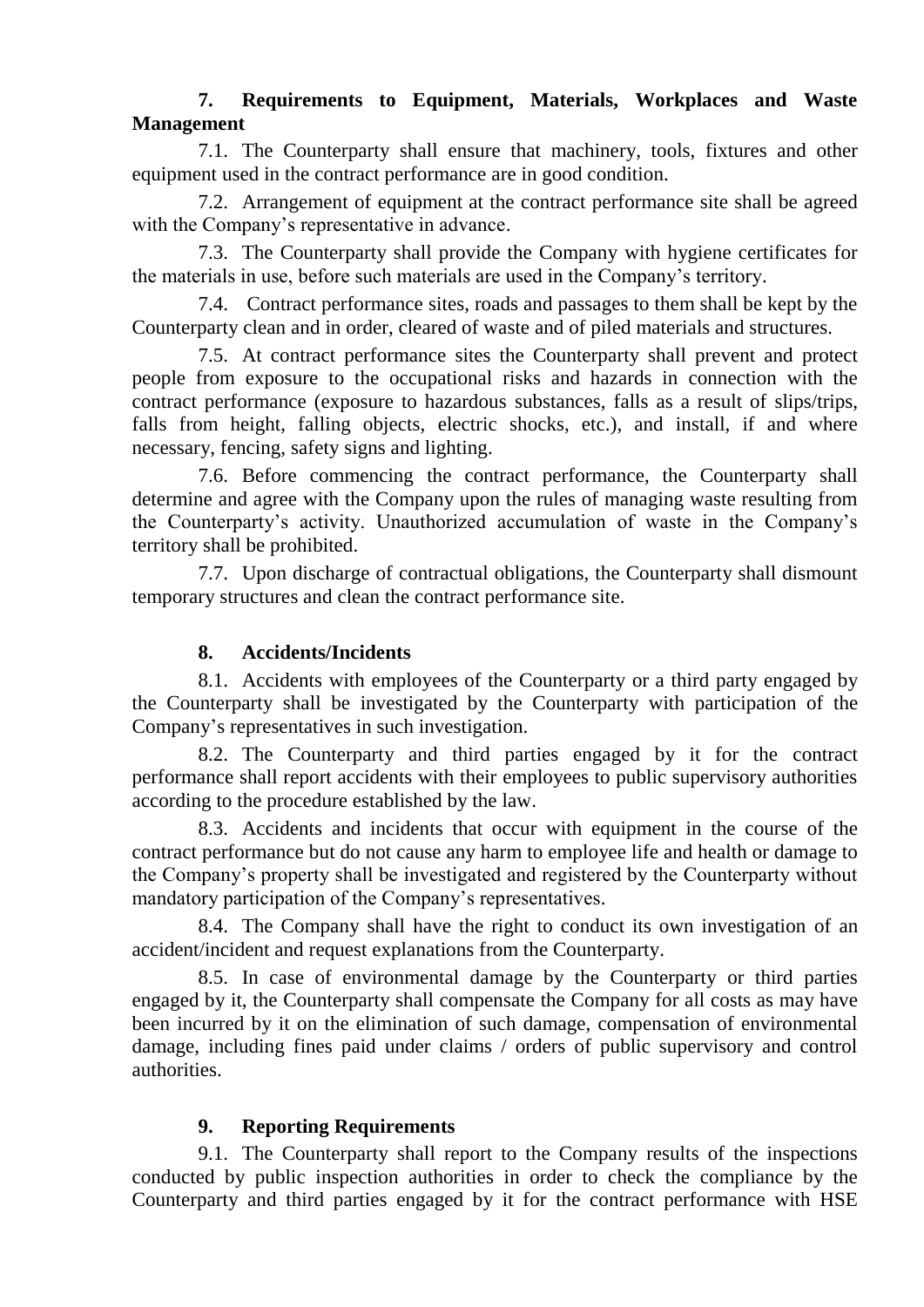## 7. Requirements to Equipment, Materials, Workplaces and Waste Management

7.1. The Counterparty shall ensure that machinery, tools, fixtures and other equipment used in the contract performance are in good condition.

7.2. Arrangement of equipment at the contract performance site shall be agreed with the Company's representative in advance.

7.3. The Counterparty shall provide the Company with hygiene certificates for the materials in use, before such materials are used in the Company's territory.

7.4. Contract performance sites, roads and passages to them shall be kept by the Counterparty clean and in order, cleared of waste and of piled materials and structures.

7.5. At contract performance sites the Counterparty shall prevent and protect people from exposure to the occupational risks and hazards in connection with the contract performance (exposure to hazardous substances, falls as a result of slips/trips, falls from height, falling objects, electric shocks, etc.), and install, if and where necessary, fencing, safety signs and lighting.

7.6. Before commencing the contract performance, the Counterparty shall determine and agree with the Company upon the rules of managing waste resulting from the Counterparty's activity. Unauthorized accumulation of waste in the Company's territory shall be prohibited.

7.7. Upon discharge of contractual obligations, the Counterparty shall dismount temporary structures and clean the contract performance site.

## 8. Accidents/Incidents

8.1. Accidents with employees of the Counterparty or a third party engaged by the Counterparty shall be investigated by the Counterparty with participation of the Company's representatives in such investigation.

8.2. The Counterparty and third parties engaged by it for the contract performance shall report accidents with their employees to public supervisory authorities according to the procedure established by the law.

8.3. Accidents and incidents that occur with equipment in the course of the contract performance but do not cause any harm to employee life and health or damage to the Company's property shall be investigated and registered by the Counterparty without mandatory participation of the Company's representatives.

8.4. The Company shall have the right to conduct its own investigation of an accident/incident and request explanations from the Counterparty.

8.5. In case of environmental damage by the Counterparty or third parties engaged by it, the Counterparty shall compensate the Company for all costs as may have been incurred by it on the elimination of such damage, compensation of environmental damage, including fines paid under claims / orders of public supervisory and control authorities.

## 9. Reporting Requirements

9.1. The Counterparty shall report to the Company results of the inspections conducted by public inspection authorities in order to check the compliance by the Counterparty and third parties engaged by it for the contract performance with HSE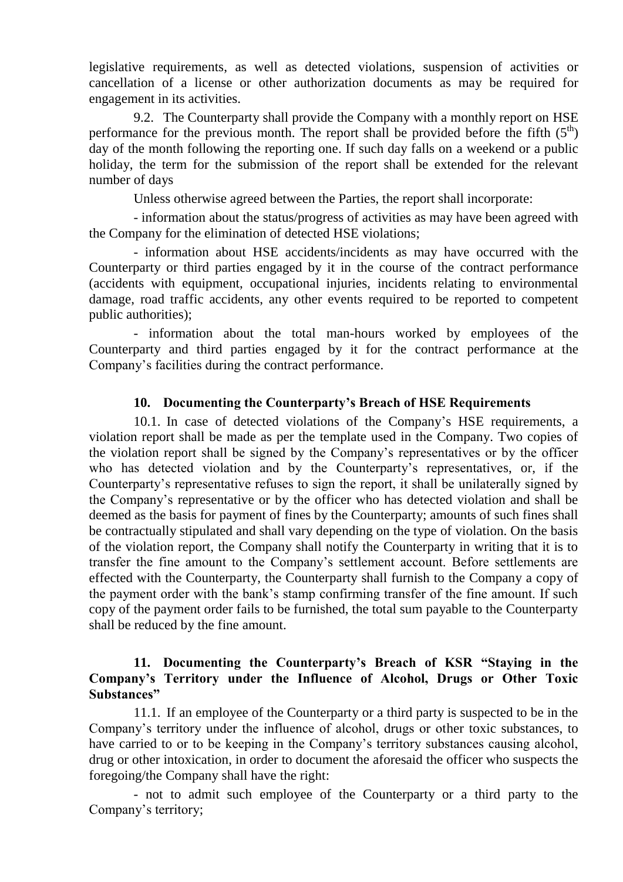legislative requirements, as well as detected violations, suspension of activities or cancellation of a license or other authorization documents as may be required for engagement in its activities.

9.2. The Counterparty shall provide the Company with a monthly report on HSE performance for the previous month. The report shall be provided before the fifth ($5^{th}$) day of the month following the reporting one. If such day falls on a weekend or a public holiday, the term for the submission of the report shall be extended for the relevant number of days

Unless otherwise agreed between the Parties, the report shall incorporate:

- information about the status/progress of activities as may have been agreed with the Company for the elimination of detected HSE violations;

- information about HSE accidents/incidents as may have occurred with the Counterparty or third parties engaged by it in the course of the contract performance (accidents with equipment, occupational injuries, incidents relating to environmental damage, road traffic accidents, any other events required to be reported to competent public authorities);

- information about the total man-hours worked by employees of the Counterparty and third parties engaged by it for the contract performance at the Company's facilities during the contract performance.

## 10. Documenting the Counterparty's Breach of HSE Requirements

10.1. In case of detected violations of the Company's HSE requirements, a violation report shall be made as per the template used in the Company. Two copies of the violation report shall be signed by the Company's representatives or by the officer who has detected violation and by the Counterparty's representatives, or, if the Counterparty's representative refuses to sign the report, it shall be unilaterally signed by the Company's representative or by the officer who has detected violation and shall be deemed as the basis for payment of fines by the Counterparty; amounts of such fines shall be contractually stipulated and shall vary depending on the type of violation. On the basis of the violation report, the Company shall notify the Counterparty in writing that it is to transfer the fine amount to the Company's settlement account. Before settlements are effected with the Counterparty, the Counterparty shall furnish to the Company a copy of the payment order with the bank's stamp confirming transfer of the fine amount. If such copy of the payment order fails to be furnished, the total sum payable to the Counterparty shall be reduced by the fine amount.

## 11. Documenting the Counterparty's Breach of KSR "Staying in the Company's Territory under the Influence of Alcohol, Drugs or Other Toxic Substances"

11.1. If an employee of the Counterparty or a third party is suspected to be in the Company's territory under the influence of alcohol, drugs or other toxic substances, to have carried to or to be keeping in the Company's territory substances causing alcohol, drug or other intoxication, in order to document the aforesaid the officer who suspects the foregoing/the Company shall have the right:

- not to admit such employee of the Counterparty or a third party to the Company's territory;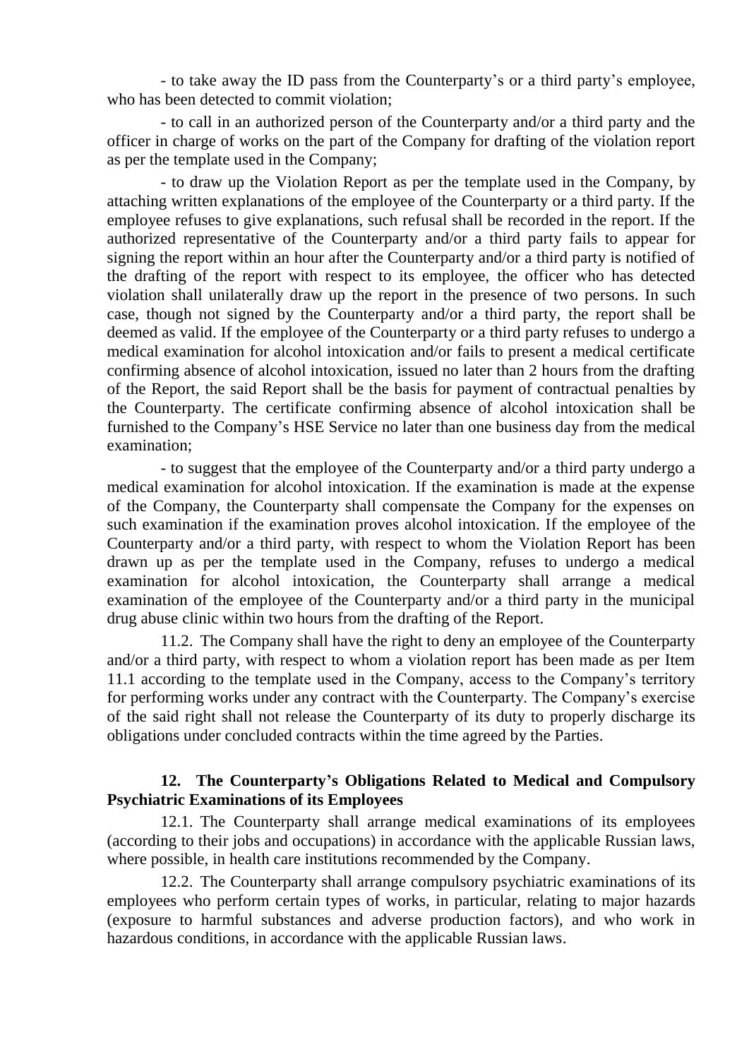- to take away the ID pass from the Counterparty's or a third party's employee, who has been detected to commit violation;

- to call in an authorized person of the Counterparty and/or a third party and the officer in charge of works on the part of the Company for drafting of the violation report as per the template used in the Company;

- to draw up the Violation Report as per the template used in the Company, by attaching written explanations of the employee of the Counterparty or a third party. If the employee refuses to give explanations, such refusal shall be recorded in the report. If the authorized representative of the Counterparty and/or a third party fails to appear for signing the report within an hour after the Counterparty and/or a third party is notified of the drafting of the report with respect to its employee, the officer who has detected violation shall unilaterally draw up the report in the presence of two persons. In such case, though not signed by the Counterparty and/or a third party, the report shall be deemed as valid. If the employee of the Counterparty or a third party refuses to undergo a medical examination for alcohol intoxication and/or fails to present a medical certificate confirming absence of alcohol intoxication, issued no later than 2 hours from the drafting of the Report, the said Report shall be the basis for payment of contractual penalties by the Counterparty. The certificate confirming absence of alcohol intoxication shall be furnished to the Company's HSE Service no later than one business day from the medical examination;

- to suggest that the employee of the Counterparty and/or a third party undergo a medical examination for alcohol intoxication. If the examination is made at the expense of the Company, the Counterparty shall compensate the Company for the expenses on such examination if the examination proves alcohol intoxication. If the employee of the Counterparty and/or a third party, with respect to whom the Violation Report has been drawn up as per the template used in the Company, refuses to undergo a medical examination for alcohol intoxication, the Counterparty shall arrange a medical examination of the employee of the Counterparty and/or a third party in the municipal drug abuse clinic within two hours from the drafting of the Report.

11.2. The Company shall have the right to deny an employee of the Counterparty and/or a third party, with respect to whom a violation report has been made as per Item 11.1 according to the template used in the Company, access to the Company's territory for performing works under any contract with the Counterparty. The Company's exercise of the said right shall not release the Counterparty of its duty to properly discharge its obligations under concluded contracts within the time agreed by the Parties.

## 12. The Counterparty's Obligations Related to Medical and Compulsory Psychiatric Examinations of its Employees

12.1. The Counterparty shall arrange medical examinations of its employees (according to their jobs and occupations) in accordance with the applicable Russian laws, where possible, in health care institutions recommended by the Company.

12.2. The Counterparty shall arrange compulsory psychiatric examinations of its employees who perform certain types of works, in particular, relating to major hazards (exposure to harmful substances and adverse production factors), and who work in hazardous conditions, in accordance with the applicable Russian laws.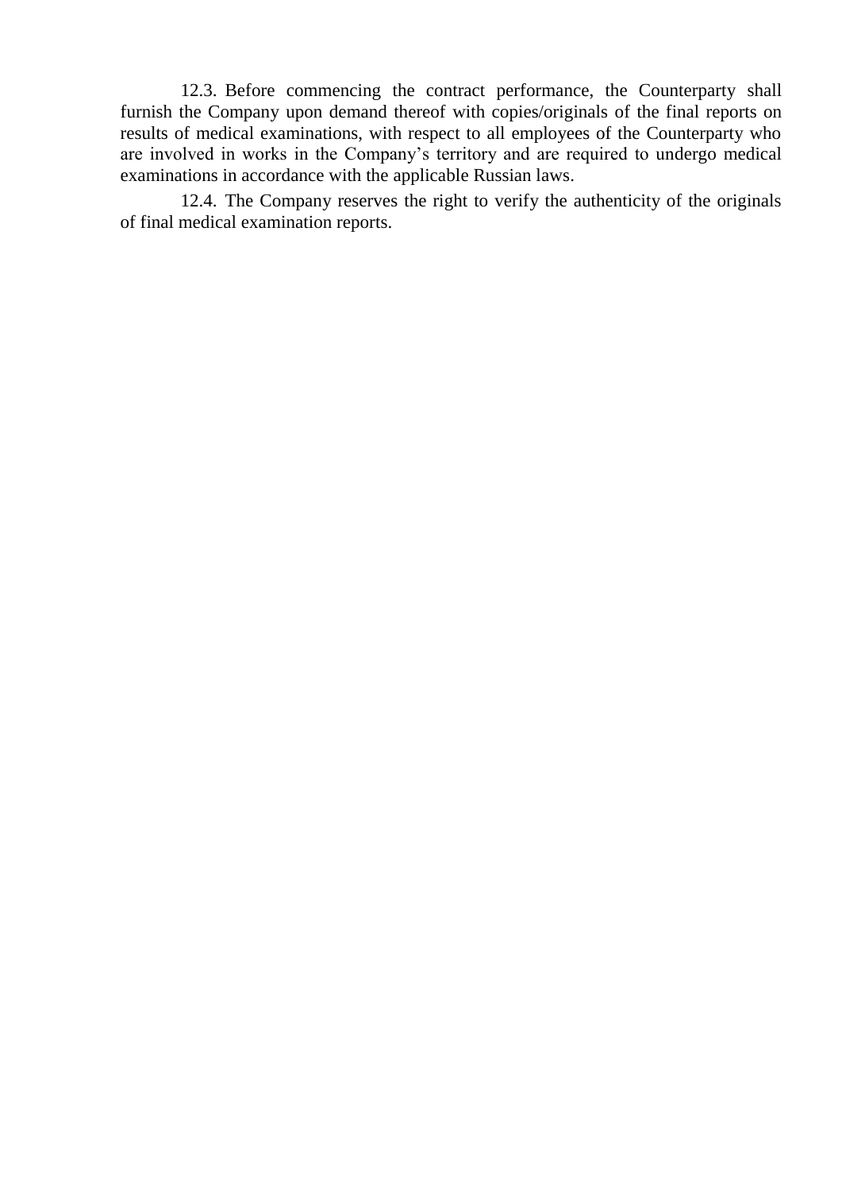12.3. Before commencing the contract performance, the Counterparty shall furnish the Company upon demand thereof with copies/originals of the final reports on results of medical examinations, with respect to all employees of the Counterparty who are involved in works in the Company's territory and are required to undergo medical examinations in accordance with the applicable Russian laws.

12.4. The Company reserves the right to verify the authenticity of the originals of final medical examination reports.